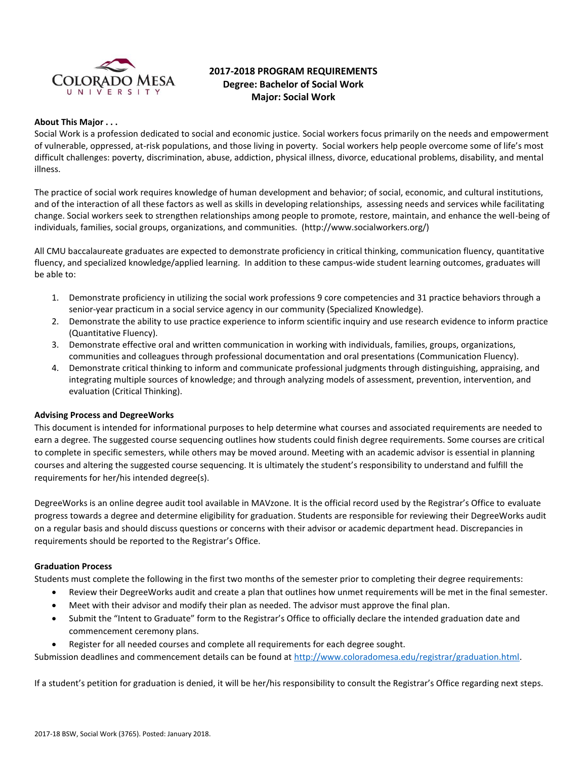# 2017-2018 PROGRAM REQUIREMENTS
## Degree: Bachelor of Social Work
## Major: Social Work

**About This Major . . .**

Social Work is a profession dedicated to social and economic justice. Social workers focus primarily on the needs and empowerment of vulnerable, oppressed, at-risk populations, and those living in poverty. Social workers help people overcome some of life's most difficult challenges: poverty, discrimination, abuse, addiction, physical illness, divorce, educational problems, disability, and mental illness.

The practice of social work requires knowledge of human development and behavior; of social, economic, and cultural institutions, and of the interaction of all these factors as well as skills in developing relationships, assessing needs and services while facilitating change. Social workers seek to strengthen relationships among people to promote, restore, maintain, and enhance the well-being of individuals, families, social groups, organizations, and communities. (http://www.socialworkers.org/)

All CMU baccalaureate graduates are expected to demonstrate proficiency in critical thinking, communication fluency, quantitative fluency, and specialized knowledge/applied learning. In addition to these campus-wide student learning outcomes, graduates will be able to:

1. Demonstrate proficiency in utilizing the social work professions 9 core competencies and 31 practice behaviors through a senior-year practicum in a social service agency in our community (Specialized Knowledge).
2. Demonstrate the ability to use practice experience to inform scientific inquiry and use research evidence to inform practice (Quantitative Fluency).
3. Demonstrate effective oral and written communication in working with individuals, families, groups, organizations, communities and colleagues through professional documentation and oral presentations (Communication Fluency).
4. Demonstrate critical thinking to inform and communicate professional judgments through distinguishing, appraising, and integrating multiple sources of knowledge; and through analyzing models of assessment, prevention, intervention, and evaluation (Critical Thinking).

**Advising Process and DegreeWorks**

This document is intended for informational purposes to help determine what courses and associated requirements are needed to earn a degree. The suggested course sequencing outlines how students could finish degree requirements. Some courses are critical to complete in specific semesters, while others may be moved around. Meeting with an academic advisor is essential in planning courses and altering the suggested course sequencing. It is ultimately the student's responsibility to understand and fulfill the requirements for her/his intended degree(s).

DegreeWorks is an online degree audit tool available in MAVzone. It is the official record used by the Registrar's Office to evaluate progress towards a degree and determine eligibility for graduation. Students are responsible for reviewing their DegreeWorks audit on a regular basis and should discuss questions or concerns with their advisor or academic department head. Discrepancies in requirements should be reported to the Registrar's Office.

**Graduation Process**

Students must complete the following in the first two months of the semester prior to completing their degree requirements:

- Review their DegreeWorks audit and create a plan that outlines how unmet requirements will be met in the final semester.
- Meet with their advisor and modify their plan as needed. The advisor must approve the final plan.
- Submit the "Intent to Graduate" form to the Registrar's Office to officially declare the intended graduation date and commencement ceremony plans.
- Register for all needed courses and complete all requirements for each degree sought.

Submission deadlines and commencement details can be found at http://www.coloradomesa.edu/registrar/graduation.html.

If a student's petition for graduation is denied, it will be her/his responsibility to consult the Registrar's Office regarding next steps.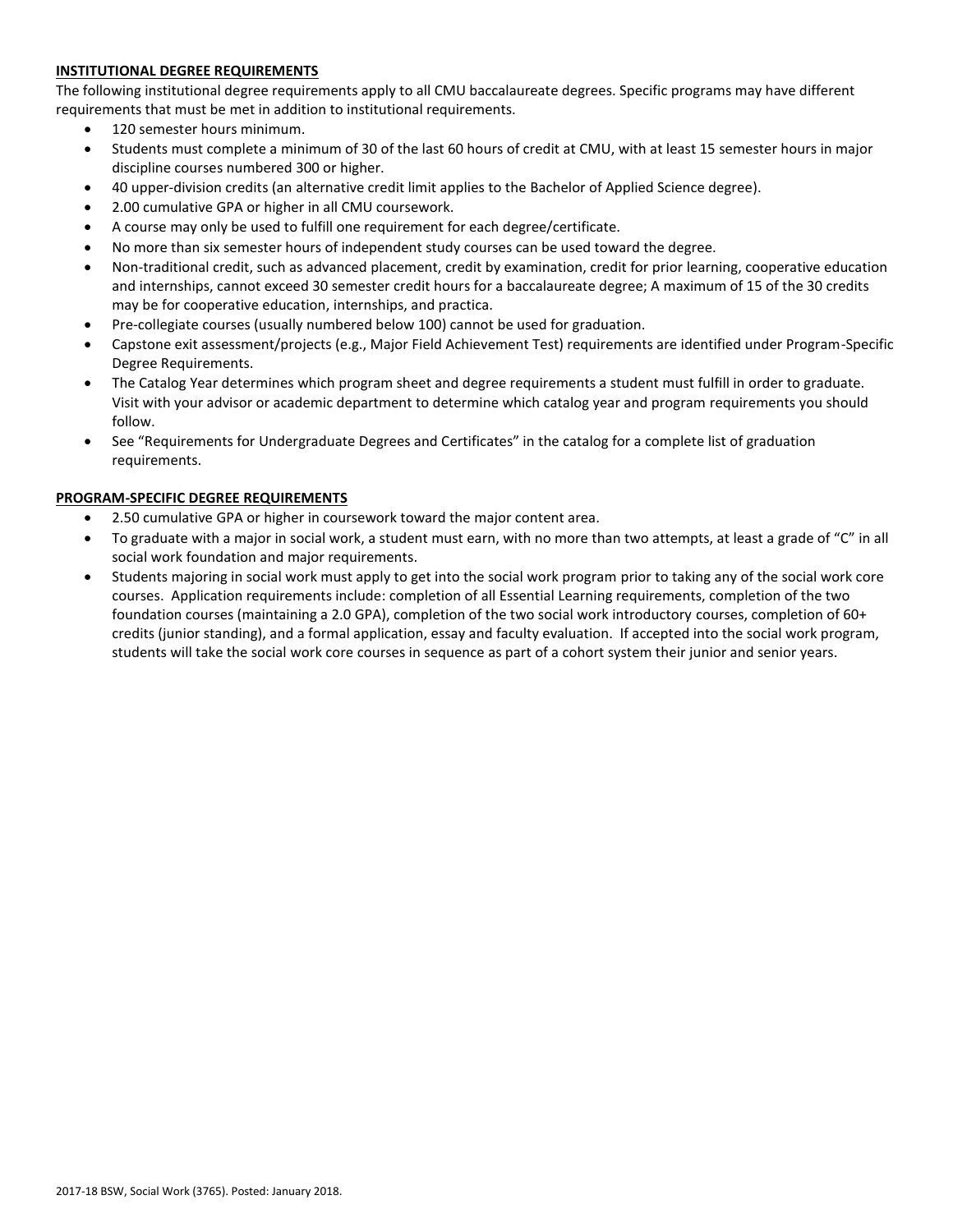**INSTITUTIONAL DEGREE REQUIREMENTS**

The following institutional degree requirements apply to all CMU baccalaureate degrees. Specific programs may have different requirements that must be met in addition to institutional requirements.

- 120 semester hours minimum.
- Students must complete a minimum of 30 of the last 60 hours of credit at CMU, with at least 15 semester hours in major discipline courses numbered 300 or higher.
- 40 upper-division credits (an alternative credit limit applies to the Bachelor of Applied Science degree).
- 2.00 cumulative GPA or higher in all CMU coursework.
- A course may only be used to fulfill one requirement for each degree/certificate.
- No more than six semester hours of independent study courses can be used toward the degree.
- Non-traditional credit, such as advanced placement, credit by examination, credit for prior learning, cooperative education and internships, cannot exceed 30 semester credit hours for a baccalaureate degree; A maximum of 15 of the 30 credits may be for cooperative education, internships, and practica.
- Pre-collegiate courses (usually numbered below 100) cannot be used for graduation.
- Capstone exit assessment/projects (e.g., Major Field Achievement Test) requirements are identified under Program-Specific Degree Requirements.
- The Catalog Year determines which program sheet and degree requirements a student must fulfill in order to graduate. Visit with your advisor or academic department to determine which catalog year and program requirements you should follow.
- See "Requirements for Undergraduate Degrees and Certificates" in the catalog for a complete list of graduation requirements.

**PROGRAM-SPECIFIC DEGREE REQUIREMENTS**

- 2.50 cumulative GPA or higher in coursework toward the major content area.
- To graduate with a major in social work, a student must earn, with no more than two attempts, at least a grade of "C" in all social work foundation and major requirements.
- Students majoring in social work must apply to get into the social work program prior to taking any of the social work core courses. Application requirements include: completion of all Essential Learning requirements, completion of the two foundation courses (maintaining a 2.0 GPA), completion of the two social work introductory courses, completion of 60+ credits (junior standing), and a formal application, essay and faculty evaluation. If accepted into the social work program, students will take the social work core courses in sequence as part of a cohort system their junior and senior years.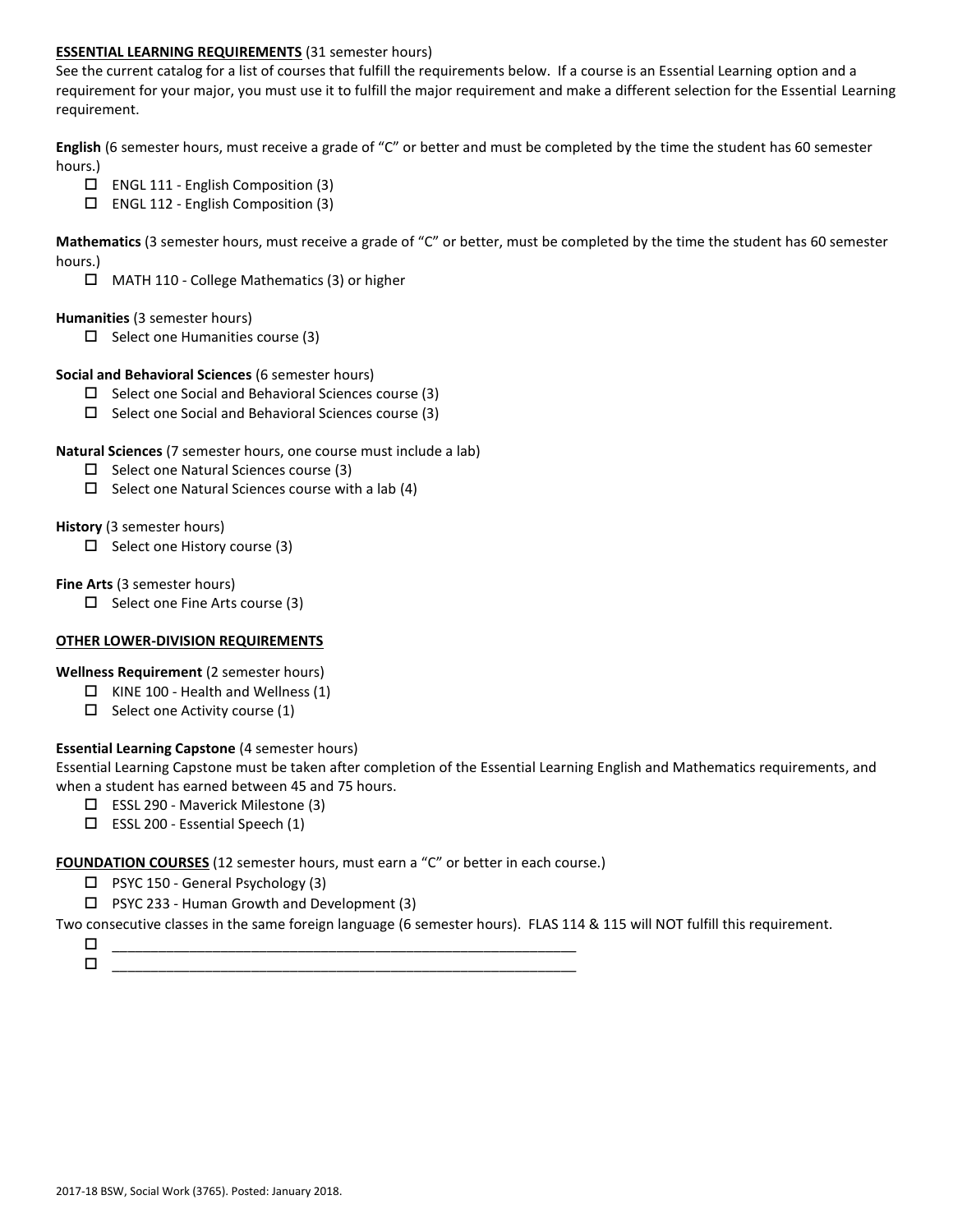**ESSENTIAL LEARNING REQUIREMENTS** (31 semester hours)

See the current catalog for a list of courses that fulfill the requirements below. If a course is an Essential Learning option and a requirement for your major, you must use it to fulfill the major requirement and make a different selection for the Essential Learning requirement.

**English** (6 semester hours, must receive a grade of "C" or better and must be completed by the time the student has 60 semester hours.)

- ☐ ENGL 111 - English Composition (3)
- ☐ ENGL 112 - English Composition (3)

**Mathematics** (3 semester hours, must receive a grade of "C" or better, must be completed by the time the student has 60 semester hours.)

- ☐ MATH 110 - College Mathematics (3) or higher

**Humanities** (3 semester hours)

- ☐ Select one Humanities course (3)

**Social and Behavioral Sciences** (6 semester hours)

- ☐ Select one Social and Behavioral Sciences course (3)
- ☐ Select one Social and Behavioral Sciences course (3)

**Natural Sciences** (7 semester hours, one course must include a lab)

- ☐ Select one Natural Sciences course (3)
- ☐ Select one Natural Sciences course with a lab (4)

**History** (3 semester hours)

- ☐ Select one History course (3)

**Fine Arts** (3 semester hours)

- ☐ Select one Fine Arts course (3)

**OTHER LOWER-DIVISION REQUIREMENTS**

**Wellness Requirement** (2 semester hours)

- ☐ KINE 100 - Health and Wellness (1)
- ☐ Select one Activity course (1)

**Essential Learning Capstone** (4 semester hours)

Essential Learning Capstone must be taken after completion of the Essential Learning English and Mathematics requirements, and when a student has earned between 45 and 75 hours.

- ☐ ESSL 290 - Maverick Milestone (3)
- ☐ ESSL 200 - Essential Speech (1)

**FOUNDATION COURSES** (12 semester hours, must earn a "C" or better in each course.)

- ☐ PSYC 150 - General Psychology (3)
- ☐ PSYC 233 - Human Growth and Development (3)

Two consecutive classes in the same foreign language (6 semester hours). FLAS 114 & 115 will NOT fulfill this requirement.

- ☐ ____________________________________________________________
- ☐ ____________________________________________________________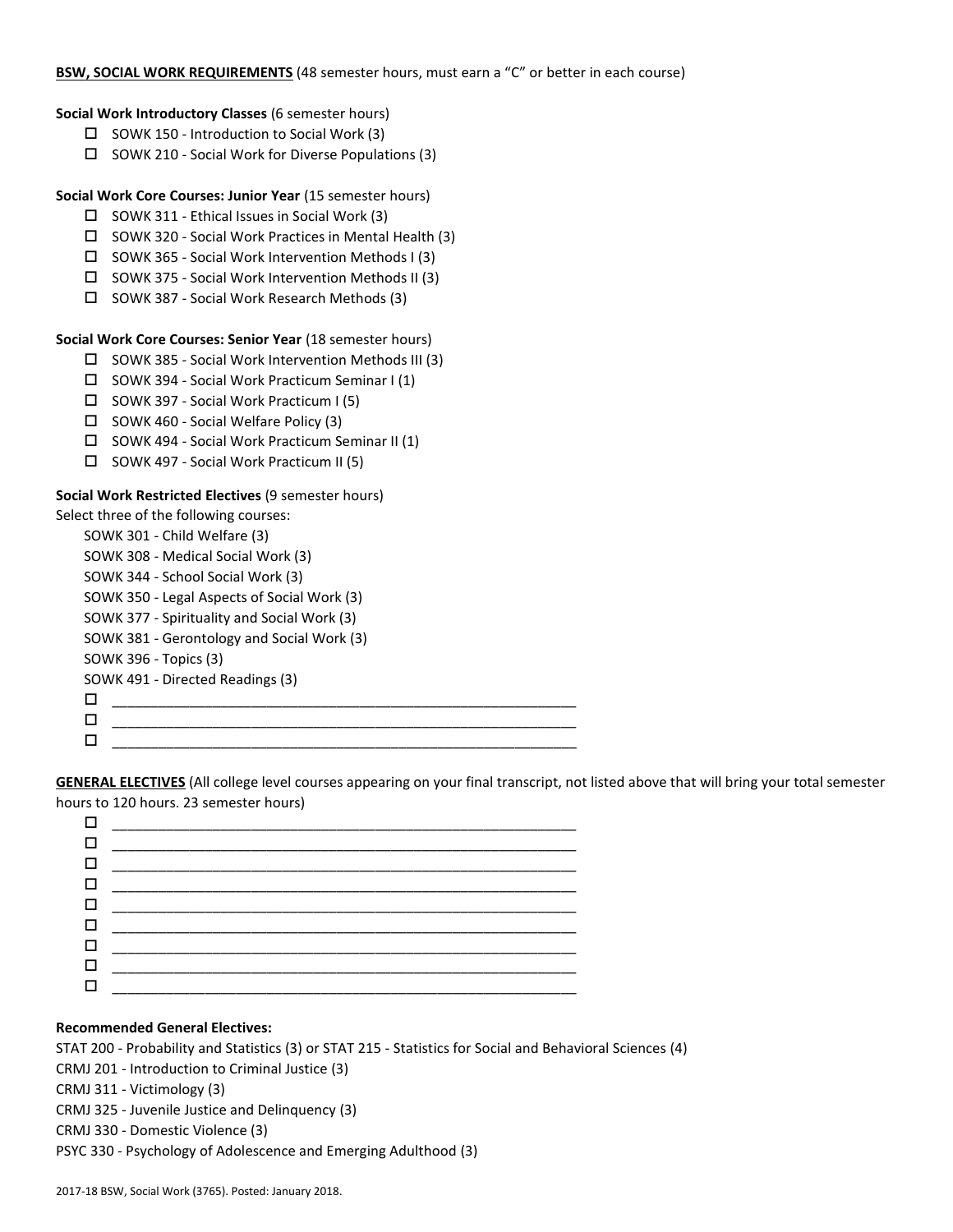**BSW, SOCIAL WORK REQUIREMENTS** (48 semester hours, must earn a "C" or better in each course)

**Social Work Introductory Classes** (6 semester hours)

- ☐ SOWK 150 - Introduction to Social Work (3)
- ☐ SOWK 210 - Social Work for Diverse Populations (3)

**Social Work Core Courses: Junior Year** (15 semester hours)

- ☐ SOWK 311 - Ethical Issues in Social Work (3)
- ☐ SOWK 320 - Social Work Practices in Mental Health (3)
- ☐ SOWK 365 - Social Work Intervention Methods I (3)
- ☐ SOWK 375 - Social Work Intervention Methods II (3)
- ☐ SOWK 387 - Social Work Research Methods (3)

**Social Work Core Courses: Senior Year** (18 semester hours)

- ☐ SOWK 385 - Social Work Intervention Methods III (3)
- ☐ SOWK 394 - Social Work Practicum Seminar I (1)
- ☐ SOWK 397 - Social Work Practicum I (5)
- ☐ SOWK 460 - Social Welfare Policy (3)
- ☐ SOWK 494 - Social Work Practicum Seminar II (1)
- ☐ SOWK 497 - Social Work Practicum II (5)

**Social Work Restricted Electives** (9 semester hours)

Select three of the following courses:

SOWK 301 - Child Welfare (3)
SOWK 308 - Medical Social Work (3)
SOWK 344 - School Social Work (3)
SOWK 350 - Legal Aspects of Social Work (3)
SOWK 377 - Spirituality and Social Work (3)
SOWK 381 - Gerontology and Social Work (3)
SOWK 396 - Topics (3)
SOWK 491 - Directed Readings (3)

- ☐ ____________________________________________
- ☐ ____________________________________________
- ☐ ____________________________________________

**GENERAL ELECTIVES** (All college level courses appearing on your final transcript, not listed above that will bring your total semester hours to 120 hours. 23 semester hours)

- ☐ ____________________________________________
- ☐ ____________________________________________
- ☐ ____________________________________________
- ☐ ____________________________________________
- ☐ ____________________________________________
- ☐ ____________________________________________
- ☐ ____________________________________________
- ☐ ____________________________________________
- ☐ ____________________________________________

**Recommended General Electives:**

STAT 200 - Probability and Statistics (3) or STAT 215 - Statistics for Social and Behavioral Sciences (4)
CRMJ 201 - Introduction to Criminal Justice (3)
CRMJ 311 - Victimology (3)
CRMJ 325 - Juvenile Justice and Delinquency (3)
CRMJ 330 - Domestic Violence (3)
PSYC 330 - Psychology of Adolescence and Emerging Adulthood (3)

2017-18 BSW, Social Work (3765). Posted: January 2018.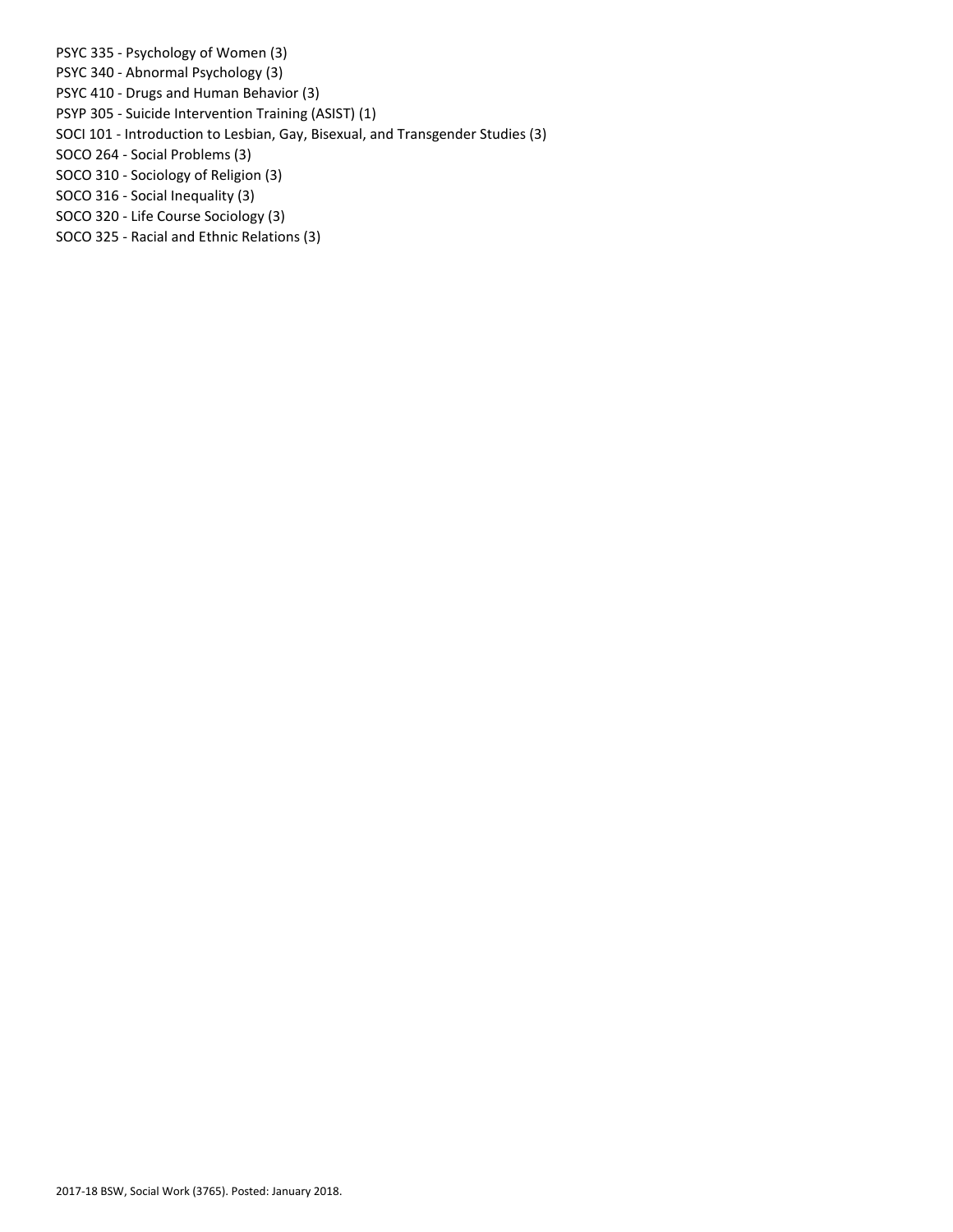PSYC 335 - Psychology of Women (3)
PSYC 340 - Abnormal Psychology (3)
PSYC 410 - Drugs and Human Behavior (3)
PSYP 305 - Suicide Intervention Training (ASIST) (1)
SOCI 101 - Introduction to Lesbian, Gay, Bisexual, and Transgender Studies (3)
SOCO 264 - Social Problems (3)
SOCO 310 - Sociology of Religion (3)
SOCO 316 - Social Inequality (3)
SOCO 320 - Life Course Sociology (3)
SOCO 325 - Racial and Ethnic Relations (3)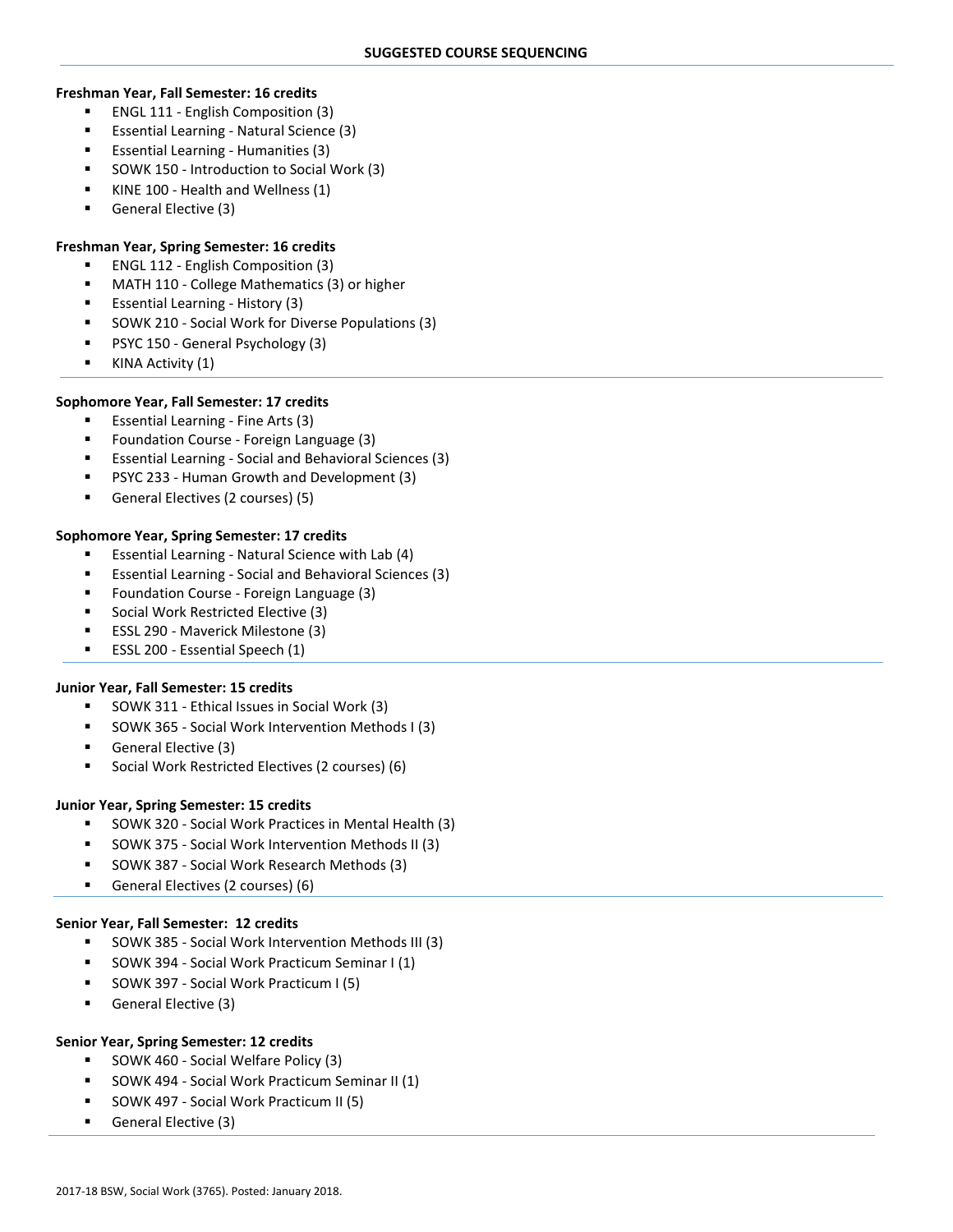## SUGGESTED COURSE SEQUENCING

**Freshman Year, Fall Semester: 16 credits**

- ENGL 111 - English Composition (3)
- Essential Learning - Natural Science (3)
- Essential Learning - Humanities (3)
- SOWK 150 - Introduction to Social Work (3)
- KINE 100 - Health and Wellness (1)
- General Elective (3)

**Freshman Year, Spring Semester: 16 credits**

- ENGL 112 - English Composition (3)
- MATH 110 - College Mathematics (3) or higher
- Essential Learning - History (3)
- SOWK 210 - Social Work for Diverse Populations (3)
- PSYC 150 - General Psychology (3)
- KINA Activity (1)

**Sophomore Year, Fall Semester: 17 credits**

- Essential Learning - Fine Arts (3)
- Foundation Course - Foreign Language (3)
- Essential Learning - Social and Behavioral Sciences (3)
- PSYC 233 - Human Growth and Development (3)
- General Electives (2 courses) (5)

**Sophomore Year, Spring Semester: 17 credits**

- Essential Learning - Natural Science with Lab (4)
- Essential Learning - Social and Behavioral Sciences (3)
- Foundation Course - Foreign Language (3)
- Social Work Restricted Elective (3)
- ESSL 290 - Maverick Milestone (3)
- ESSL 200 - Essential Speech (1)

**Junior Year, Fall Semester: 15 credits**

- SOWK 311 - Ethical Issues in Social Work (3)
- SOWK 365 - Social Work Intervention Methods I (3)
- General Elective (3)
- Social Work Restricted Electives (2 courses) (6)

**Junior Year, Spring Semester: 15 credits**

- SOWK 320 - Social Work Practices in Mental Health (3)
- SOWK 375 - Social Work Intervention Methods II (3)
- SOWK 387 - Social Work Research Methods (3)
- General Electives (2 courses) (6)

**Senior Year, Fall Semester: 12 credits**

- SOWK 385 - Social Work Intervention Methods III (3)
- SOWK 394 - Social Work Practicum Seminar I (1)
- SOWK 397 - Social Work Practicum I (5)
- General Elective (3)

**Senior Year, Spring Semester: 12 credits**

- SOWK 460 - Social Welfare Policy (3)
- SOWK 494 - Social Work Practicum Seminar II (1)
- SOWK 497 - Social Work Practicum II (5)
- General Elective (3)